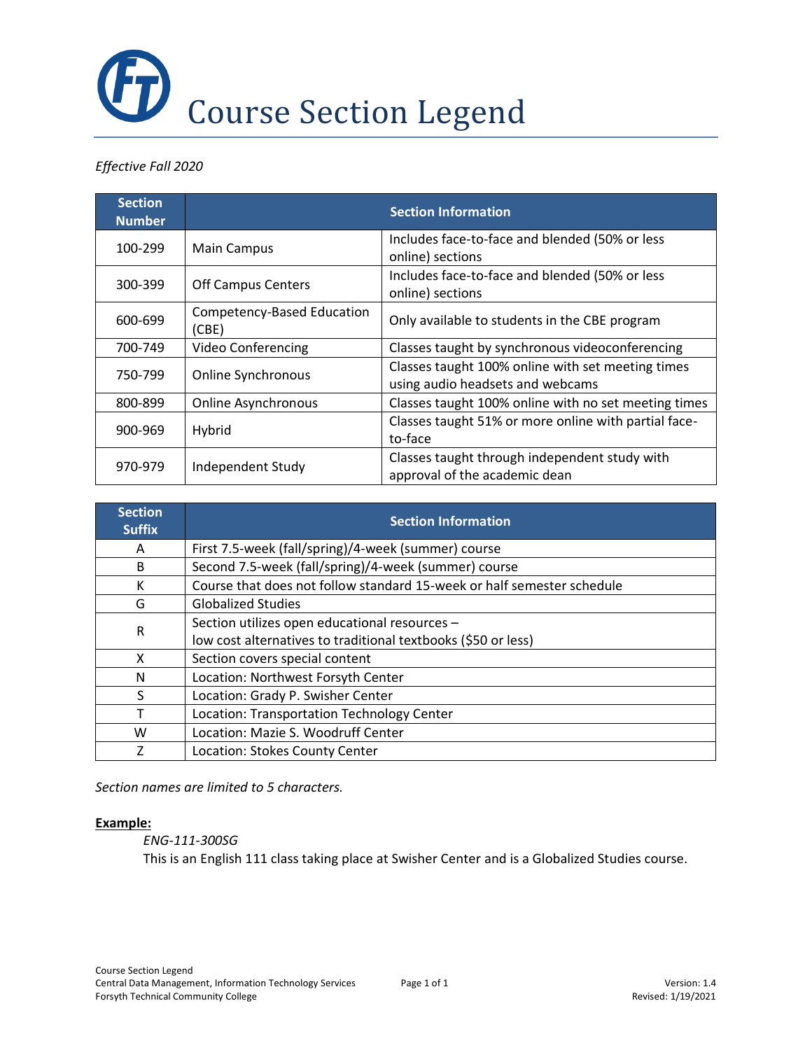# Course Section Legend

*Effective Fall 2020*

| Section Number | Section Information | |
|---|---|---|
| 100-299 | Main Campus | Includes face-to-face and blended (50% or less online) sections |
| 300-399 | Off Campus Centers | Includes face-to-face and blended (50% or less online) sections |
| 600-699 | Competency-Based Education (CBE) | Only available to students in the CBE program |
| 700-749 | Video Conferencing | Classes taught by synchronous videoconferencing |
| 750-799 | Online Synchronous | Classes taught 100% online with set meeting times using audio headsets and webcams |
| 800-899 | Online Asynchronous | Classes taught 100% online with no set meeting times |
| 900-969 | Hybrid | Classes taught 51% or more online with partial face-to-face |
| 970-979 | Independent Study | Classes taught through independent study with approval of the academic dean |

| Section Suffix | Section Information |
|---|---|
| A | First 7.5-week (fall/spring)/4-week (summer) course |
| B | Second 7.5-week (fall/spring)/4-week (summer) course |
| K | Course that does not follow standard 15-week or half semester schedule |
| G | Globalized Studies |
| R | Section utilizes open educational resources – low cost alternatives to traditional textbooks ($50 or less) |
| X | Section covers special content |
| N | Location: Northwest Forsyth Center |
| S | Location: Grady P. Swisher Center |
| T | Location: Transportation Technology Center |
| W | Location: Mazie S. Woodruff Center |
| Z | Location: Stokes County Center |

*Section names are limited to 5 characters.*

**Example:**

*ENG-111-300SG*

This is an English 111 class taking place at Swisher Center and is a Globalized Studies course.

Course Section Legend
Central Data Management, Information Technology Services
Forsyth Technical Community College

Version: 1.4
Revised: 1/19/2021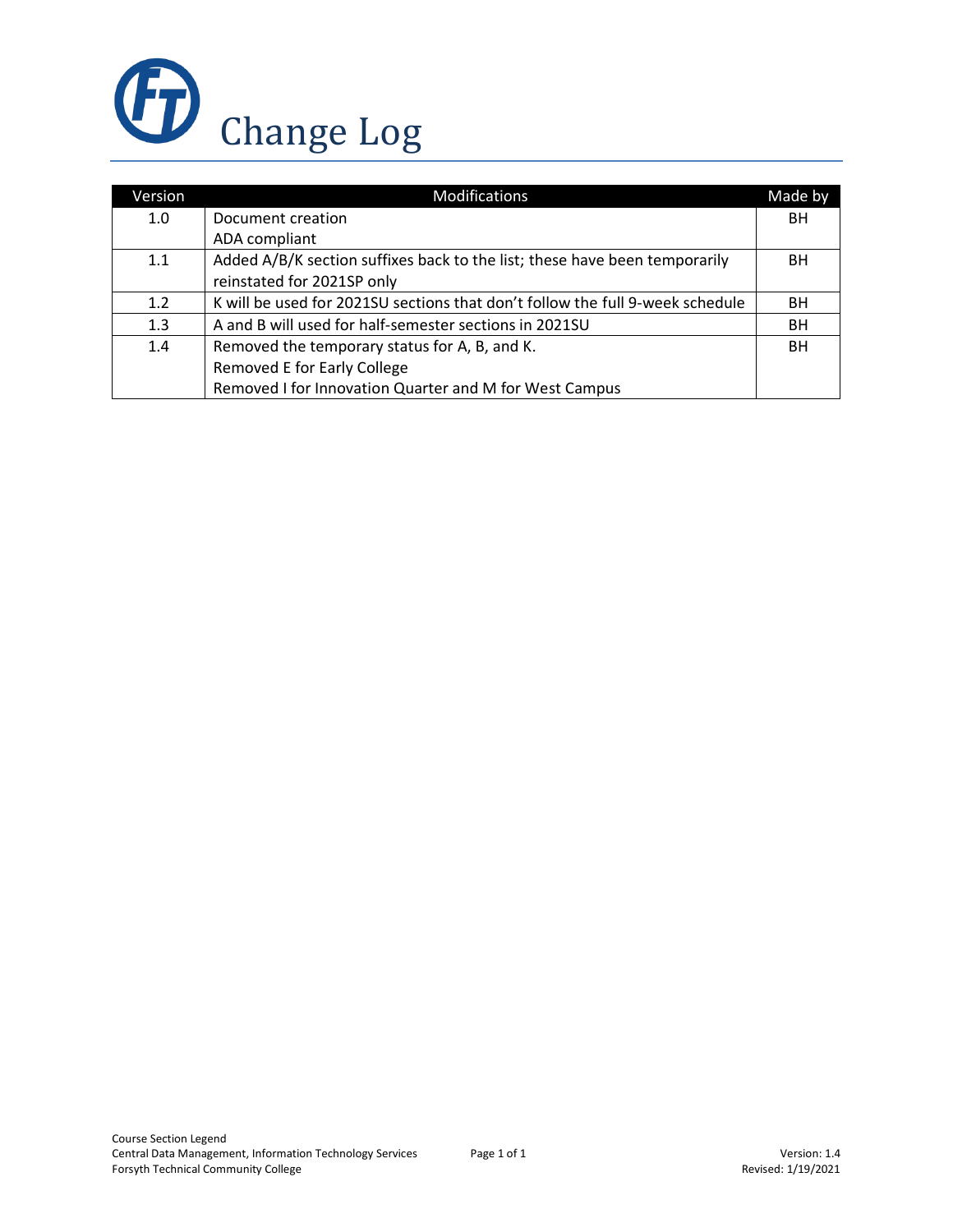# Change Log

| Version | Modifications | Made by |
|---|---|---|
| 1.0 | Document creation<br>ADA compliant | BH |
| 1.1 | Added A/B/K section suffixes back to the list; these have been temporarily reinstated for 2021SP only | BH |
| 1.2 | K will be used for 2021SU sections that don't follow the full 9-week schedule | BH |
| 1.3 | A and B will used for half-semester sections in 2021SU | BH |
| 1.4 | Removed the temporary status for A, B, and K.<br>Removed E for Early College<br>Removed I for Innovation Quarter and M for West Campus | BH |